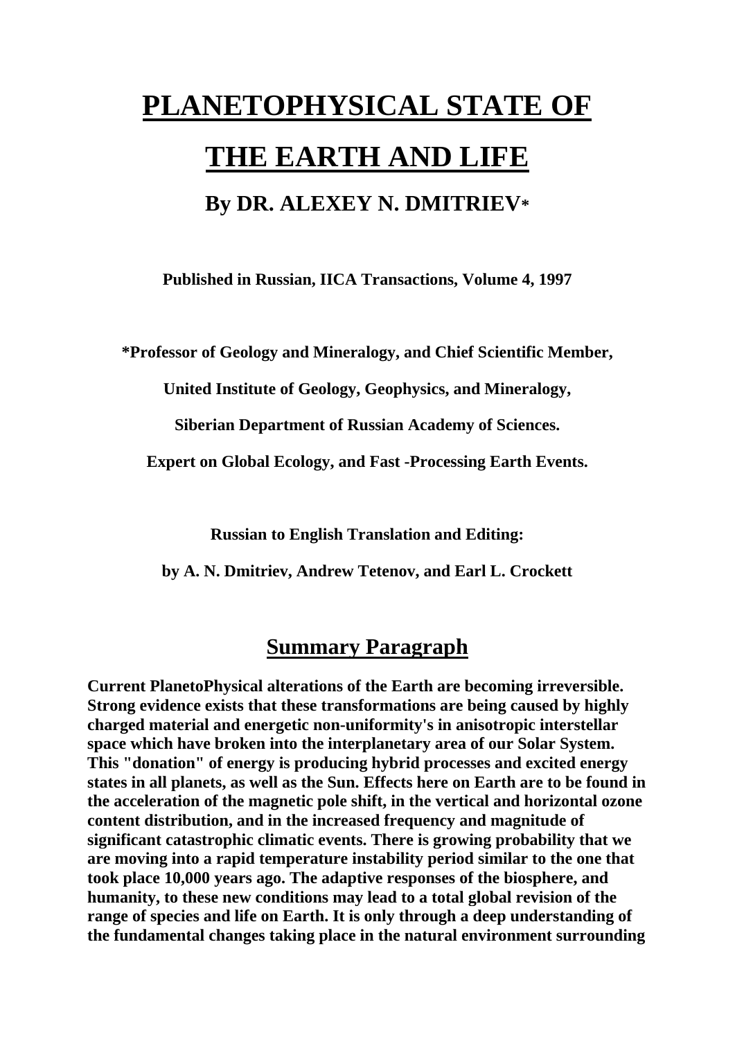# PLANETOPHYSICAL STATE OF THE EARTH AND LIFE

## By DR. ALEXEY N. DMITRIEV*

**Published in Russian, IICA Transactions, Volume 4, 1997**

**\*Professor of Geology and Mineralogy, and Chief Scientific Member,**

**United Institute of Geology, Geophysics, and Mineralogy,**

**Siberian Department of Russian Academy of Sciences.**

**Expert on Global Ecology, and Fast -Processing Earth Events.**

**Russian to English Translation and Editing:**

**by A. N. Dmitriev, Andrew Tetenov, and Earl L. Crockett**

## Summary Paragraph

**Current PlanetoPhysical alterations of the Earth are becoming irreversible. Strong evidence exists that these transformations are being caused by highly charged material and energetic non-uniformity's in anisotropic interstellar space which have broken into the interplanetary area of our Solar System. This "donation" of energy is producing hybrid processes and excited energy states in all planets, as well as the Sun. Effects here on Earth are to be found in the acceleration of the magnetic pole shift, in the vertical and horizontal ozone content distribution, and in the increased frequency and magnitude of significant catastrophic climatic events. There is growing probability that we are moving into a rapid temperature instability period similar to the one that took place 10,000 years ago. The adaptive responses of the biosphere, and humanity, to these new conditions may lead to a total global revision of the range of species and life on Earth. It is only through a deep understanding of the fundamental changes taking place in the natural environment surrounding**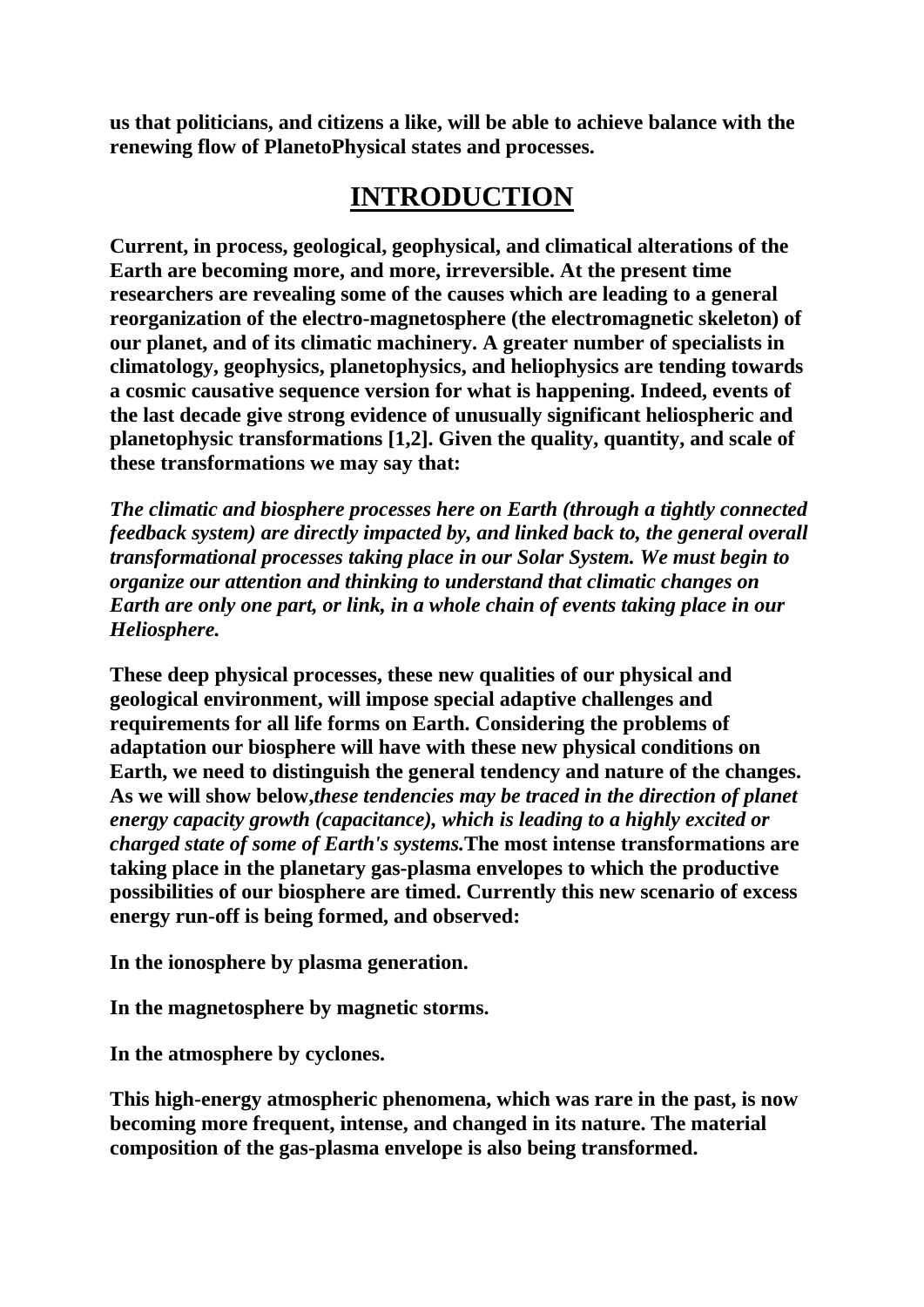**us that politicians, and citizens a like, will be able to achieve balance with the renewing flow of PlanetoPhysical states and processes.**

# INTRODUCTION

**Current, in process, geological, geophysical, and climatical alterations of the Earth are becoming more, and more, irreversible. At the present time researchers are revealing some of the causes which are leading to a general reorganization of the electro-magnetosphere (the electromagnetic skeleton) of our planet, and of its climatic machinery. A greater number of specialists in climatology, geophysics, planetophysics, and heliophysics are tending towards a cosmic causative sequence version for what is happening. Indeed, events of the last decade give strong evidence of unusually significant heliospheric and planetophysic transformations [1,2]. Given the quality, quantity, and scale of these transformations we may say that:**

***The climatic and biosphere processes here on Earth (through a tightly connected feedback system) are directly impacted by, and linked back to, the general overall transformational processes taking place in our Solar System. We must begin to organize our attention and thinking to understand that climatic changes on Earth are only one part, or link, in a whole chain of events taking place in our Heliosphere.***

**These deep physical processes, these new qualities of our physical and geological environment, will impose special adaptive challenges and requirements for all life forms on Earth. Considering the problems of adaptation our biosphere will have with these new physical conditions on Earth, we need to distinguish the general tendency and nature of the changes. As we will show below,*these tendencies may be traced in the direction of planet energy capacity growth (capacitance), which is leading to a highly excited or charged state of some of Earth's systems.*The most intense transformations are taking place in the planetary gas-plasma envelopes to which the productive possibilities of our biosphere are timed. Currently this new scenario of excess energy run-off is being formed, and observed:**

**In the ionosphere by plasma generation.**

**In the magnetosphere by magnetic storms.**

**In the atmosphere by cyclones.**

**This high-energy atmospheric phenomena, which was rare in the past, is now becoming more frequent, intense, and changed in its nature. The material composition of the gas-plasma envelope is also being transformed.**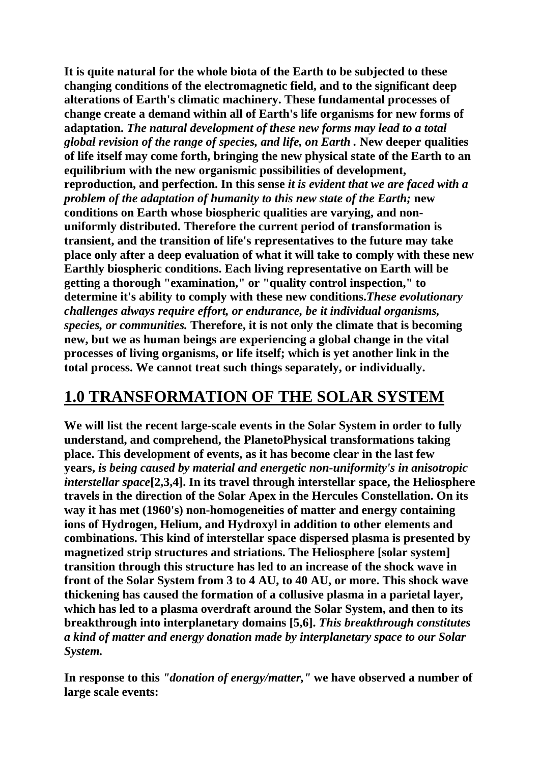**It is quite natural for the whole biota of the Earth to be subjected to these changing conditions of the electromagnetic field, and to the significant deep alterations of Earth's climatic machinery. These fundamental processes of change create a demand within all of Earth's life organisms for new forms of adaptation.** ***The natural development of these new forms may lead to a total global revision of the range of species, and life, on Earth*** **. New deeper qualities of life itself may come forth, bringing the new physical state of the Earth to an equilibrium with the new organismic possibilities of development, reproduction, and perfection. In this sense** ***it is evident that we are faced with a problem of the adaptation of humanity to this new state of the Earth;*** **new conditions on Earth whose biospheric qualities are varying, and non-uniformly distributed. Therefore the current period of transformation is transient, and the transition of life's representatives to the future may take place only after a deep evaluation of what it will take to comply with these new Earthly biospheric conditions. Each living representative on Earth will be getting a thorough "examination," or "quality control inspection," to determine it's ability to comply with these new conditions.*****These evolutionary challenges always require effort, or endurance, be it individual organisms, species, or communities.*** **Therefore, it is not only the climate that is becoming new, but we as human beings are experiencing a global change in the vital processes of living organisms, or life itself; which is yet another link in the total process. We cannot treat such things separately, or individually.**

## 1.0 TRANSFORMATION OF THE SOLAR SYSTEM

**We will list the recent large-scale events in the Solar System in order to fully understand, and comprehend, the PlanetoPhysical transformations taking place. This development of events, as it has become clear in the last few years,** ***is being caused by material and energetic non-uniformity's in anisotropic interstellar space*****[2,3,4]. In its travel through interstellar space, the Heliosphere travels in the direction of the Solar Apex in the Hercules Constellation. On its way it has met (1960's) non-homogeneities of matter and energy containing ions of Hydrogen, Helium, and Hydroxyl in addition to other elements and combinations. This kind of interstellar space dispersed plasma is presented by magnetized strip structures and striations. The Heliosphere [solar system] transition through this structure has led to an increase of the shock wave in front of the Solar System from 3 to 4 AU, to 40 AU, or more. This shock wave thickening has caused the formation of a collusive plasma in a parietal layer, which has led to a plasma overdraft around the Solar System, and then to its breakthrough into interplanetary domains [5,6].** ***This breakthrough constitutes a kind of matter and energy donation made by interplanetary space to our Solar System.***

**In response to this** ***"donation of energy/matter,"*** **we have observed a number of large scale events:**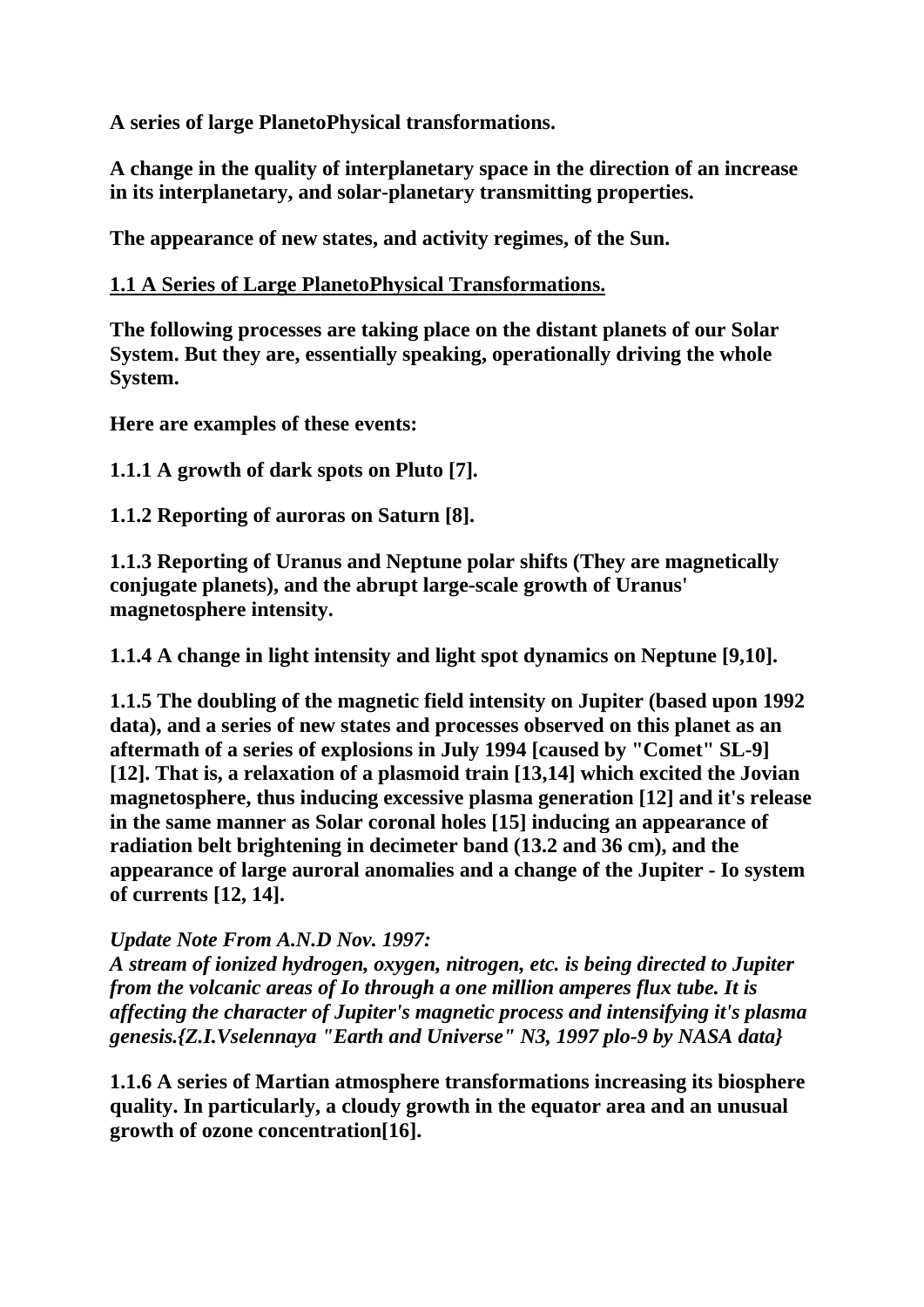**A series of large PlanetoPhysical transformations.**

**A change in the quality of interplanetary space in the direction of an increase in its interplanetary, and solar-planetary transmitting properties.**

**The appearance of new states, and activity regimes, of the Sun.**

## 1.1 A Series of Large PlanetoPhysical Transformations.

**The following processes are taking place on the distant planets of our Solar System. But they are, essentially speaking, operationally driving the whole System.**

**Here are examples of these events:**

**1.1.1 A growth of dark spots on Pluto [7].**

**1.1.2 Reporting of auroras on Saturn [8].**

**1.1.3 Reporting of Uranus and Neptune polar shifts (They are magnetically conjugate planets), and the abrupt large-scale growth of Uranus' magnetosphere intensity.**

**1.1.4 A change in light intensity and light spot dynamics on Neptune [9,10].**

**1.1.5 The doubling of the magnetic field intensity on Jupiter (based upon 1992 data), and a series of new states and processes observed on this planet as an aftermath of a series of explosions in July 1994 [caused by "Comet" SL-9] [12]. That is, a relaxation of a plasmoid train [13,14] which excited the Jovian magnetosphere, thus inducing excessive plasma generation [12] and it's release in the same manner as Solar coronal holes [15] inducing an appearance of radiation belt brightening in decimeter band (13.2 and 36 cm), and the appearance of large auroral anomalies and a change of the Jupiter - Io system of currents [12, 14].**

***Update Note From A.N.D Nov. 1997:***
***A stream of ionized hydrogen, oxygen, nitrogen, etc. is being directed to Jupiter from the volcanic areas of Io through a one million amperes flux tube. It is affecting the character of Jupiter's magnetic process and intensifying it's plasma genesis.{Z.I.Vselennaya "Earth and Universe" N3, 1997 plo-9 by NASA data}***

**1.1.6 A series of Martian atmosphere transformations increasing its biosphere quality. In particularly, a cloudy growth in the equator area and an unusual growth of ozone concentration[16].**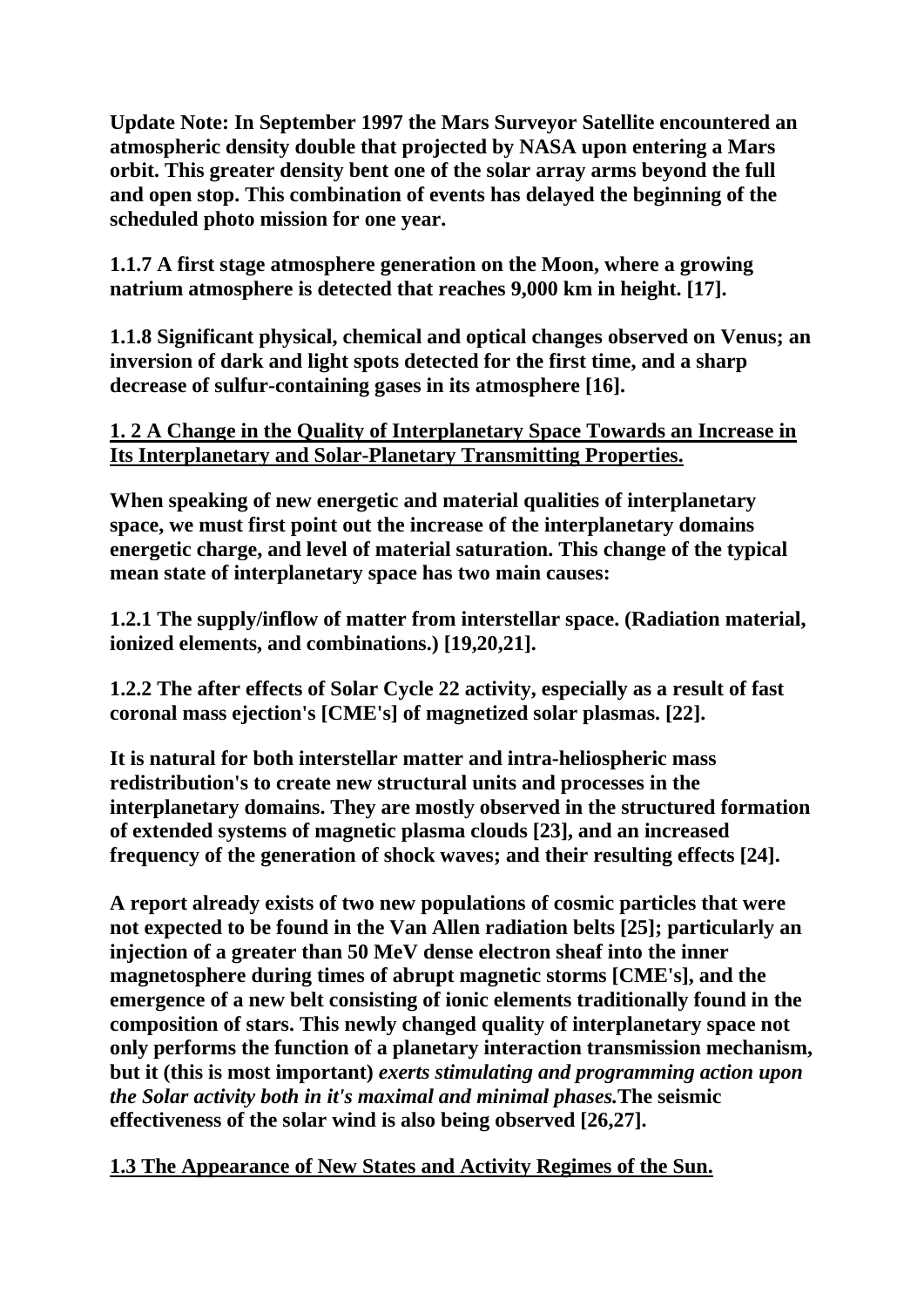**Update Note: In September 1997 the Mars Surveyor Satellite encountered an atmospheric density double that projected by NASA upon entering a Mars orbit. This greater density bent one of the solar array arms beyond the full and open stop. This combination of events has delayed the beginning of the scheduled photo mission for one year.**

**1.1.7 A first stage atmosphere generation on the Moon, where a growing natrium atmosphere is detected that reaches 9,000 km in height. [17].**

**1.1.8 Significant physical, chemical and optical changes observed on Venus; an inversion of dark and light spots detected for the first time, and a sharp decrease of sulfur-containing gases in its atmosphere [16].**

## 1. 2 A Change in the Quality of Interplanetary Space Towards an Increase in Its Interplanetary and Solar-Planetary Transmitting Properties.

**When speaking of new energetic and material qualities of interplanetary space, we must first point out the increase of the interplanetary domains energetic charge, and level of material saturation. This change of the typical mean state of interplanetary space has two main causes:**

**1.2.1 The supply/inflow of matter from interstellar space. (Radiation material, ionized elements, and combinations.) [19,20,21].**

**1.2.2 The after effects of Solar Cycle 22 activity, especially as a result of fast coronal mass ejection's [CME's] of magnetized solar plasmas. [22].**

**It is natural for both interstellar matter and intra-heliospheric mass redistribution's to create new structural units and processes in the interplanetary domains. They are mostly observed in the structured formation of extended systems of magnetic plasma clouds [23], and an increased frequency of the generation of shock waves; and their resulting effects [24].**

**A report already exists of two new populations of cosmic particles that were not expected to be found in the Van Allen radiation belts [25]; particularly an injection of a greater than 50 MeV dense electron sheaf into the inner magnetosphere during times of abrupt magnetic storms [CME's], and the emergence of a new belt consisting of ionic elements traditionally found in the composition of stars. This newly changed quality of interplanetary space not only performs the function of a planetary interaction transmission mechanism, but it (this is most important) *exerts stimulating and programming action upon the Solar activity both in it's maximal and minimal phases.* The seismic effectiveness of the solar wind is also being observed [26,27].**

## 1.3 The Appearance of New States and Activity Regimes of the Sun.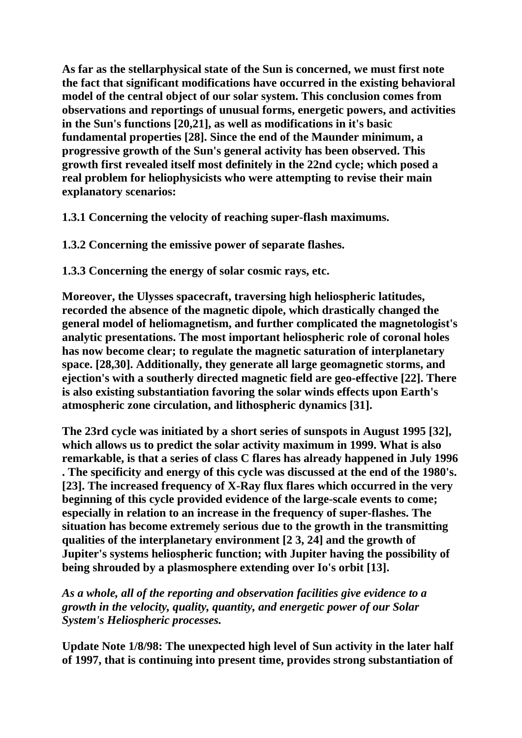**As far as the stellarphysical state of the Sun is concerned, we must first note the fact that significant modifications have occurred in the existing behavioral model of the central object of our solar system. This conclusion comes from observations and reportings of unusual forms, energetic powers, and activities in the Sun's functions [20,21], as well as modifications in it's basic fundamental properties [28]. Since the end of the Maunder minimum, a progressive growth of the Sun's general activity has been observed. This growth first revealed itself most definitely in the 22nd cycle; which posed a real problem for heliophysicists who were attempting to revise their main explanatory scenarios:**

**1.3.1 Concerning the velocity of reaching super-flash maximums.**

**1.3.2 Concerning the emissive power of separate flashes.**

**1.3.3 Concerning the energy of solar cosmic rays, etc.**

**Moreover, the Ulysses spacecraft, traversing high heliospheric latitudes, recorded the absence of the magnetic dipole, which drastically changed the general model of heliomagnetism, and further complicated the magnetologist's analytic presentations. The most important heliospheric role of coronal holes has now become clear; to regulate the magnetic saturation of interplanetary space. [28,30]. Additionally, they generate all large geomagnetic storms, and ejection's with a southerly directed magnetic field are geo-effective [22]. There is also existing substantiation favoring the solar winds effects upon Earth's atmospheric zone circulation, and lithospheric dynamics [31].**

**The 23rd cycle was initiated by a short series of sunspots in August 1995 [32], which allows us to predict the solar activity maximum in 1999. What is also remarkable, is that a series of class C flares has already happened in July 1996 . The specificity and energy of this cycle was discussed at the end of the 1980's. [23]. The increased frequency of X-Ray flux flares which occurred in the very beginning of this cycle provided evidence of the large-scale events to come; especially in relation to an increase in the frequency of super-flashes. The situation has become extremely serious due to the growth in the transmitting qualities of the interplanetary environment [2 3, 24] and the growth of Jupiter's systems heliospheric function; with Jupiter having the possibility of being shrouded by a plasmosphere extending over Io's orbit [13].**

***As a whole, all of the reporting and observation facilities give evidence to a growth in the velocity, quality, quantity, and energetic power of our Solar System's Heliospheric processes.***

**Update Note 1/8/98: The unexpected high level of Sun activity in the later half of 1997, that is continuing into present time, provides strong substantiation of**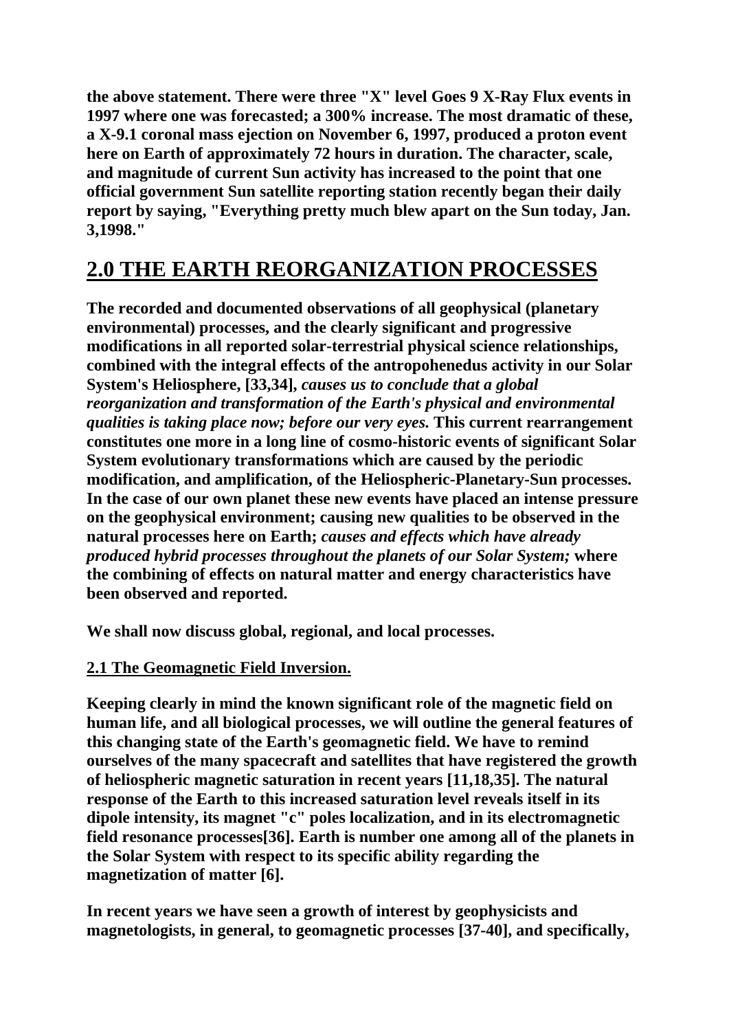**the above statement. There were three "X" level Goes 9 X-Ray Flux events in 1997 where one was forecasted; a 300% increase. The most dramatic of these, a X-9.1 coronal mass ejection on November 6, 1997, produced a proton event here on Earth of approximately 72 hours in duration. The character, scale, and magnitude of current Sun activity has increased to the point that one official government Sun satellite reporting station recently began their daily report by saying, "Everything pretty much blew apart on the Sun today, Jan. 3,1998."**

## 2.0 THE EARTH REORGANIZATION PROCESSES

**The recorded and documented observations of all geophysical (planetary environmental) processes, and the clearly significant and progressive modifications in all reported solar-terrestrial physical science relationships, combined with the integral effects of the antropohenedus activity in our Solar System's Heliosphere, [33,34],** ***causes us to conclude that a global reorganization and transformation of the Earth's physical and environmental qualities is taking place now; before our very eyes.*** **This current rearrangement constitutes one more in a long line of cosmo-historic events of significant Solar System evolutionary transformations which are caused by the periodic modification, and amplification, of the Heliospheric-Planetary-Sun processes. In the case of our own planet these new events have placed an intense pressure on the geophysical environment; causing new qualities to be observed in the natural processes here on Earth;** ***causes and effects which have already produced hybrid processes throughout the planets of our Solar System;*** **where the combining of effects on natural matter and energy characteristics have been observed and reported.**

**We shall now discuss global, regional, and local processes.**

### 2.1 The Geomagnetic Field Inversion.

**Keeping clearly in mind the known significant role of the magnetic field on human life, and all biological processes, we will outline the general features of this changing state of the Earth's geomagnetic field. We have to remind ourselves of the many spacecraft and satellites that have registered the growth of heliospheric magnetic saturation in recent years [11,18,35]. The natural response of the Earth to this increased saturation level reveals itself in its dipole intensity, its magnet "c" poles localization, and in its electromagnetic field resonance processes[36]. Earth is number one among all of the planets in the Solar System with respect to its specific ability regarding the magnetization of matter [6].**

**In recent years we have seen a growth of interest by geophysicists and magnetologists, in general, to geomagnetic processes [37-40], and specifically,**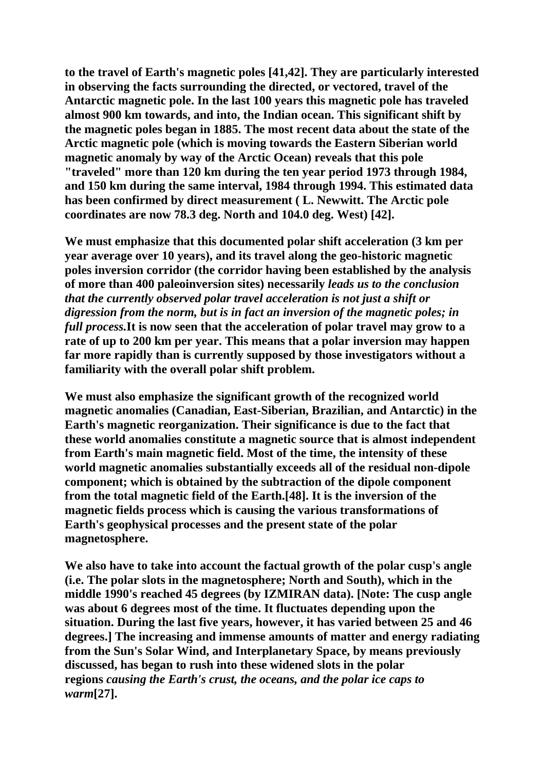**to the travel of Earth's magnetic poles [41,42]. They are particularly interested in observing the facts surrounding the directed, or vectored, travel of the Antarctic magnetic pole. In the last 100 years this magnetic pole has traveled almost 900 km towards, and into, the Indian ocean. This significant shift by the magnetic poles began in 1885. The most recent data about the state of the Arctic magnetic pole (which is moving towards the Eastern Siberian world magnetic anomaly by way of the Arctic Ocean) reveals that this pole "traveled" more than 120 km during the ten year period 1973 through 1984, and 150 km during the same interval, 1984 through 1994. This estimated data has been confirmed by direct measurement ( L. Newwitt. The Arctic pole coordinates are now 78.3 deg. North and 104.0 deg. West) [42].**

**We must emphasize that this documented polar shift acceleration (3 km per year average over 10 years), and its travel along the geo-historic magnetic poles inversion corridor (the corridor having been established by the analysis of more than 400 paleoinversion sites) necessarily *leads us to the conclusion that the currently observed polar travel acceleration is not just a shift or digression from the norm, but is in fact an inversion of the magnetic poles; in full process.*It is now seen that the acceleration of polar travel may grow to a rate of up to 200 km per year. This means that a polar inversion may happen far more rapidly than is currently supposed by those investigators without a familiarity with the overall polar shift problem.**

**We must also emphasize the significant growth of the recognized world magnetic anomalies (Canadian, East-Siberian, Brazilian, and Antarctic) in the Earth's magnetic reorganization. Their significance is due to the fact that these world anomalies constitute a magnetic source that is almost independent from Earth's main magnetic field. Most of the time, the intensity of these world magnetic anomalies substantially exceeds all of the residual non-dipole component; which is obtained by the subtraction of the dipole component from the total magnetic field of the Earth.[48]. It is the inversion of the magnetic fields process which is causing the various transformations of Earth's geophysical processes and the present state of the polar magnetosphere.**

**We also have to take into account the factual growth of the polar cusp's angle (i.e. The polar slots in the magnetosphere; North and South), which in the middle 1990's reached 45 degrees (by IZMIRAN data). [Note: The cusp angle was about 6 degrees most of the time. It fluctuates depending upon the situation. During the last five years, however, it has varied between 25 and 46 degrees.] The increasing and immense amounts of matter and energy radiating from the Sun's Solar Wind, and Interplanetary Space, by means previously discussed, has began to rush into these widened slots in the polar regions *causing the Earth's crust, the oceans, and the polar ice caps to warm*[27].**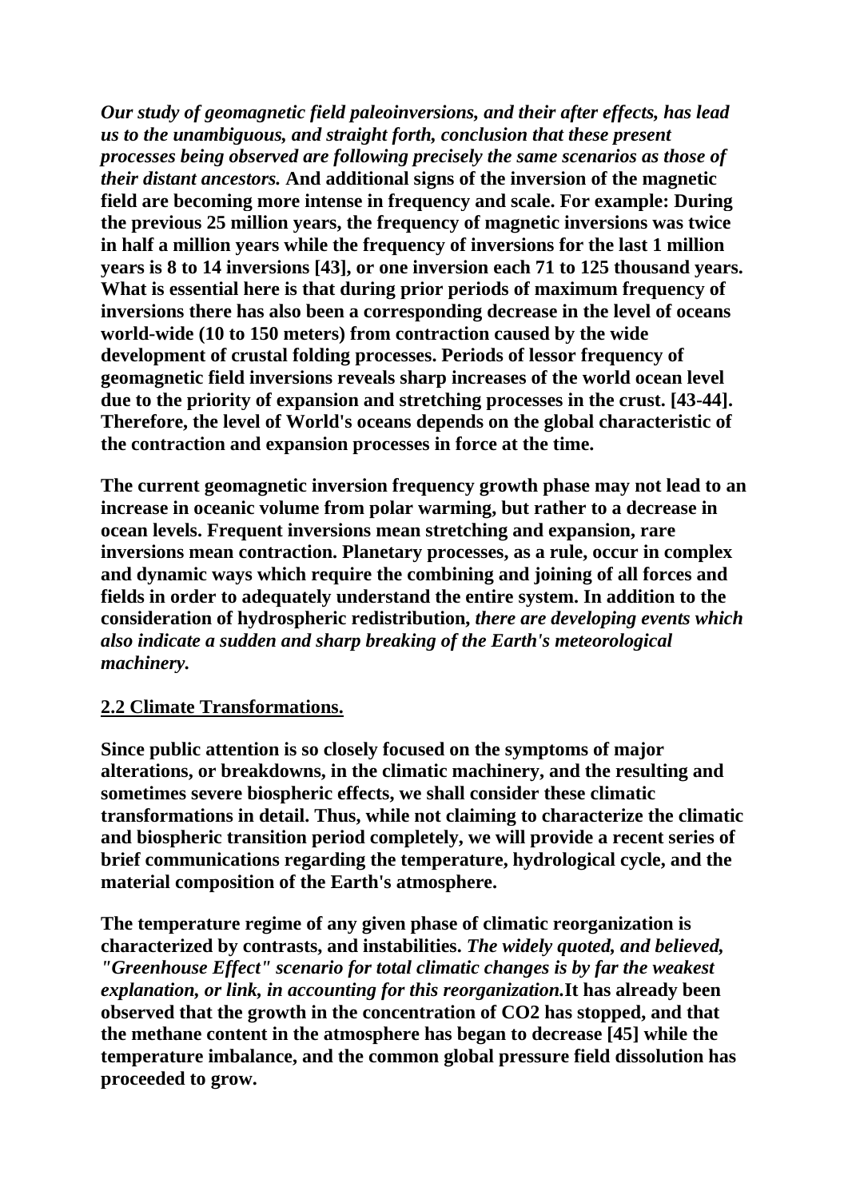***Our study of geomagnetic field paleoinversions, and their after effects, has lead us to the unambiguous, and straight forth, conclusion that these present processes being observed are following precisely the same scenarios as those of their distant ancestors.* And additional signs of the inversion of the magnetic field are becoming more intense in frequency and scale. For example: During the previous 25 million years, the frequency of magnetic inversions was twice in half a million years while the frequency of inversions for the last 1 million years is 8 to 14 inversions [43], or one inversion each 71 to 125 thousand years. What is essential here is that during prior periods of maximum frequency of inversions there has also been a corresponding decrease in the level of oceans world-wide (10 to 150 meters) from contraction caused by the wide development of crustal folding processes. Periods of lessor frequency of geomagnetic field inversions reveals sharp increases of the world ocean level due to the priority of expansion and stretching processes in the crust. [43-44]. Therefore, the level of World's oceans depends on the global characteristic of the contraction and expansion processes in force at the time.**

**The current geomagnetic inversion frequency growth phase may not lead to an increase in oceanic volume from polar warming, but rather to a decrease in ocean levels. Frequent inversions mean stretching and expansion, rare inversions mean contraction. Planetary processes, as a rule, occur in complex and dynamic ways which require the combining and joining of all forces and fields in order to adequately understand the entire system. In addition to the consideration of hydrospheric redistribution, *there are developing events which also indicate a sudden and sharp breaking of the Earth's meteorological machinery.***

## 2.2 Climate Transformations.

**Since public attention is so closely focused on the symptoms of major alterations, or breakdowns, in the climatic machinery, and the resulting and sometimes severe biospheric effects, we shall consider these climatic transformations in detail. Thus, while not claiming to characterize the climatic and biospheric transition period completely, we will provide a recent series of brief communications regarding the temperature, hydrological cycle, and the material composition of the Earth's atmosphere.**

**The temperature regime of any given phase of climatic reorganization is characterized by contrasts, and instabilities. *The widely quoted, and believed, "Greenhouse Effect" scenario for total climatic changes is by far the weakest explanation, or link, in accounting for this reorganization.* It has already been observed that the growth in the concentration of $CO_2$ has stopped, and that the methane content in the atmosphere has began to decrease [45] while the temperature imbalance, and the common global pressure field dissolution has proceeded to grow.**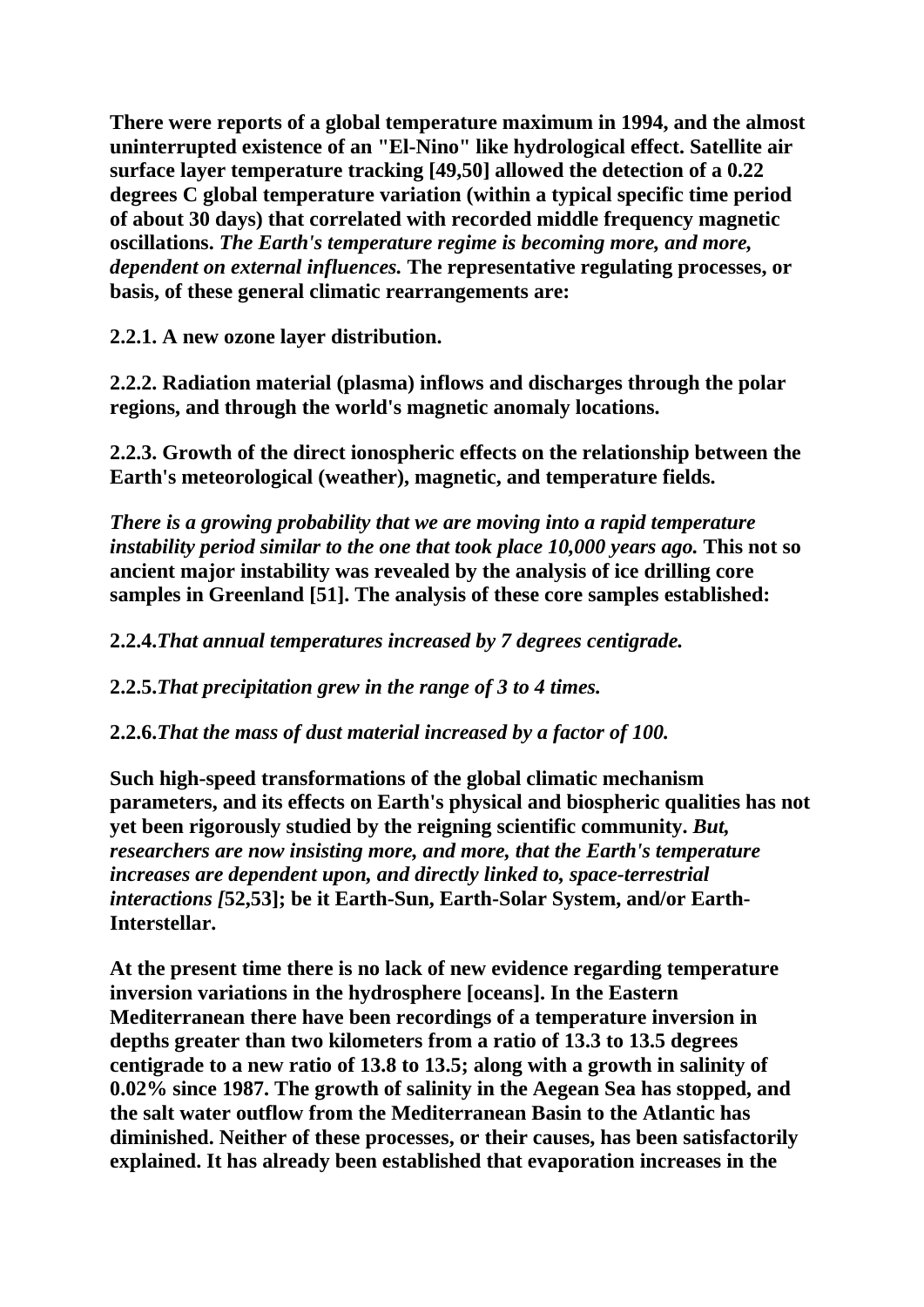**There were reports of a global temperature maximum in 1994, and the almost uninterrupted existence of an "El-Nino" like hydrological effect. Satellite air surface layer temperature tracking [49,50] allowed the detection of a 0.22 degrees C global temperature variation (within a typical specific time period of about 30 days) that correlated with recorded middle frequency magnetic oscillations.** ***The Earth's temperature regime is becoming more, and more, dependent on external influences.*** **The representative regulating processes, or basis, of these general climatic rearrangements are:**

**2.2.1. A new ozone layer distribution.**

**2.2.2. Radiation material (plasma) inflows and discharges through the polar regions, and through the world's magnetic anomaly locations.**

**2.2.3. Growth of the direct ionospheric effects on the relationship between the Earth's meteorological (weather), magnetic, and temperature fields.**

***There is a growing probability that we are moving into a rapid temperature instability period similar to the one that took place 10,000 years ago.*** **This not so ancient major instability was revealed by the analysis of ice drilling core samples in Greenland [51]. The analysis of these core samples established:**

**2.2.4.** ***That annual temperatures increased by 7 degrees centigrade.***

**2.2.5.** ***That precipitation grew in the range of 3 to 4 times.***

**2.2.6.** ***That the mass of dust material increased by a factor of 100.***

**Such high-speed transformations of the global climatic mechanism parameters, and its effects on Earth's physical and biospheric qualities has not yet been rigorously studied by the reigning scientific community.** ***But, researchers are now insisting more, and more, that the Earth's temperature increases are dependent upon, and directly linked to, space-terrestrial interactions [*****52,53]; be it Earth-Sun, Earth-Solar System, and/or Earth-Interstellar.**

**At the present time there is no lack of new evidence regarding temperature inversion variations in the hydrosphere [oceans]. In the Eastern Mediterranean there have been recordings of a temperature inversion in depths greater than two kilometers from a ratio of 13.3 to 13.5 degrees centigrade to a new ratio of 13.8 to 13.5; along with a growth in salinity of 0.02% since 1987. The growth of salinity in the Aegean Sea has stopped, and the salt water outflow from the Mediterranean Basin to the Atlantic has diminished. Neither of these processes, or their causes, has been satisfactorily explained. It has already been established that evaporation increases in the**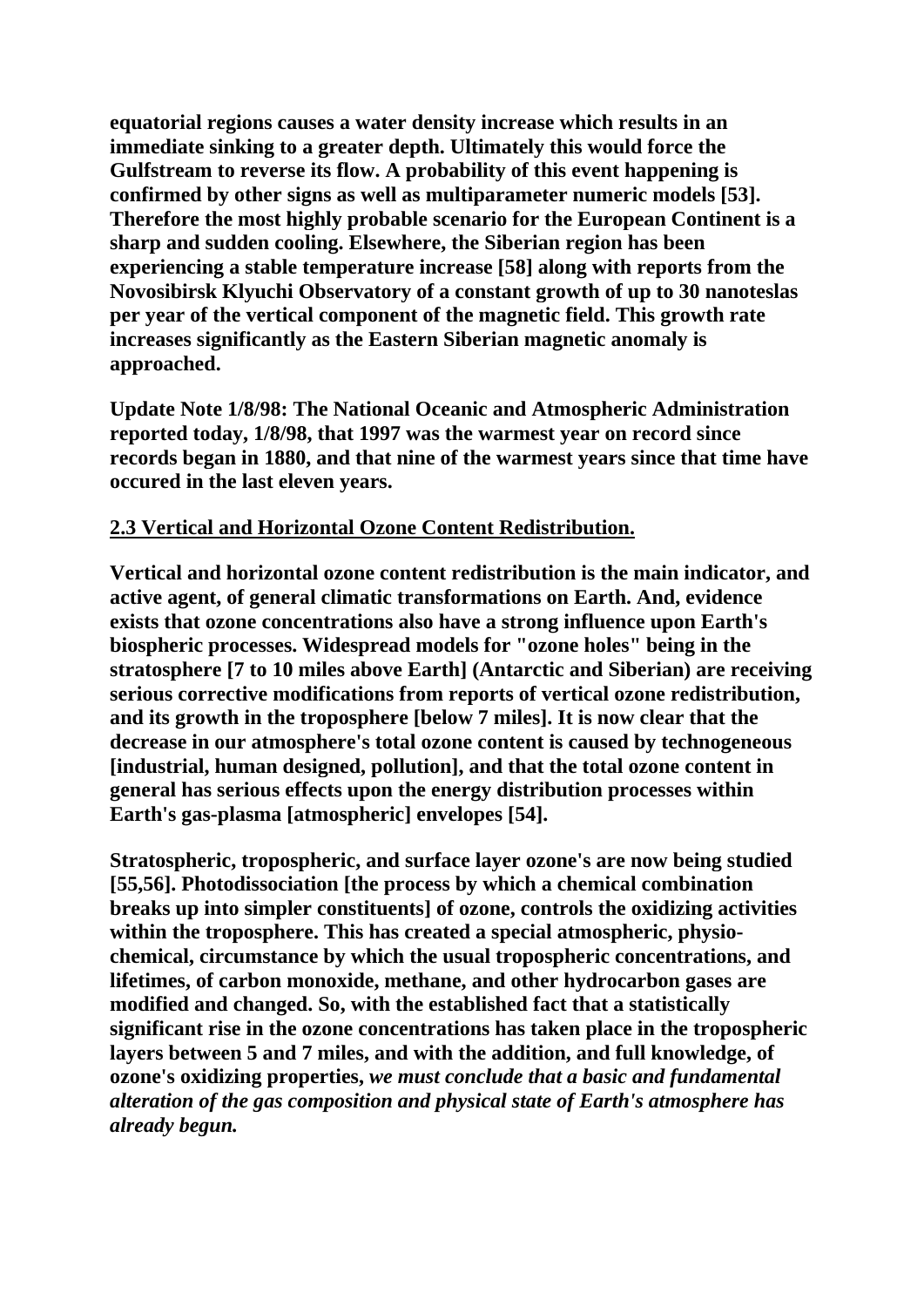**equatorial regions causes a water density increase which results in an immediate sinking to a greater depth. Ultimately this would force the Gulfstream to reverse its flow. A probability of this event happening is confirmed by other signs as well as multiparameter numeric models [53]. Therefore the most highly probable scenario for the European Continent is a sharp and sudden cooling. Elsewhere, the Siberian region has been experiencing a stable temperature increase [58] along with reports from the Novosibirsk Klyuchi Observatory of a constant growth of up to 30 nanoteslas per year of the vertical component of the magnetic field. This growth rate increases significantly as the Eastern Siberian magnetic anomaly is approached.**

**Update Note 1/8/98: The National Oceanic and Atmospheric Administration reported today, 1/8/98, that 1997 was the warmest year on record since records began in 1880, and that nine of the warmest years since that time have occured in the last eleven years.**

## 2.3 Vertical and Horizontal Ozone Content Redistribution.

**Vertical and horizontal ozone content redistribution is the main indicator, and active agent, of general climatic transformations on Earth. And, evidence exists that ozone concentrations also have a strong influence upon Earth's biospheric processes. Widespread models for "ozone holes" being in the stratosphere [7 to 10 miles above Earth] (Antarctic and Siberian) are receiving serious corrective modifications from reports of vertical ozone redistribution, and its growth in the troposphere [below 7 miles]. It is now clear that the decrease in our atmosphere's total ozone content is caused by technogeneous [industrial, human designed, pollution], and that the total ozone content in general has serious effects upon the energy distribution processes within Earth's gas-plasma [atmospheric] envelopes [54].**

**Stratospheric, tropospheric, and surface layer ozone's are now being studied [55,56]. Photodissociation [the process by which a chemical combination breaks up into simpler constituents] of ozone, controls the oxidizing activities within the troposphere. This has created a special atmospheric, physio-chemical, circumstance by which the usual tropospheric concentrations, and lifetimes, of carbon monoxide, methane, and other hydrocarbon gases are modified and changed. So, with the established fact that a statistically significant rise in the ozone concentrations has taken place in the tropospheric layers between 5 and 7 miles, and with the addition, and full knowledge, of ozone's oxidizing properties, *we must conclude that a basic and fundamental alteration of the gas composition and physical state of Earth's atmosphere has already begun.***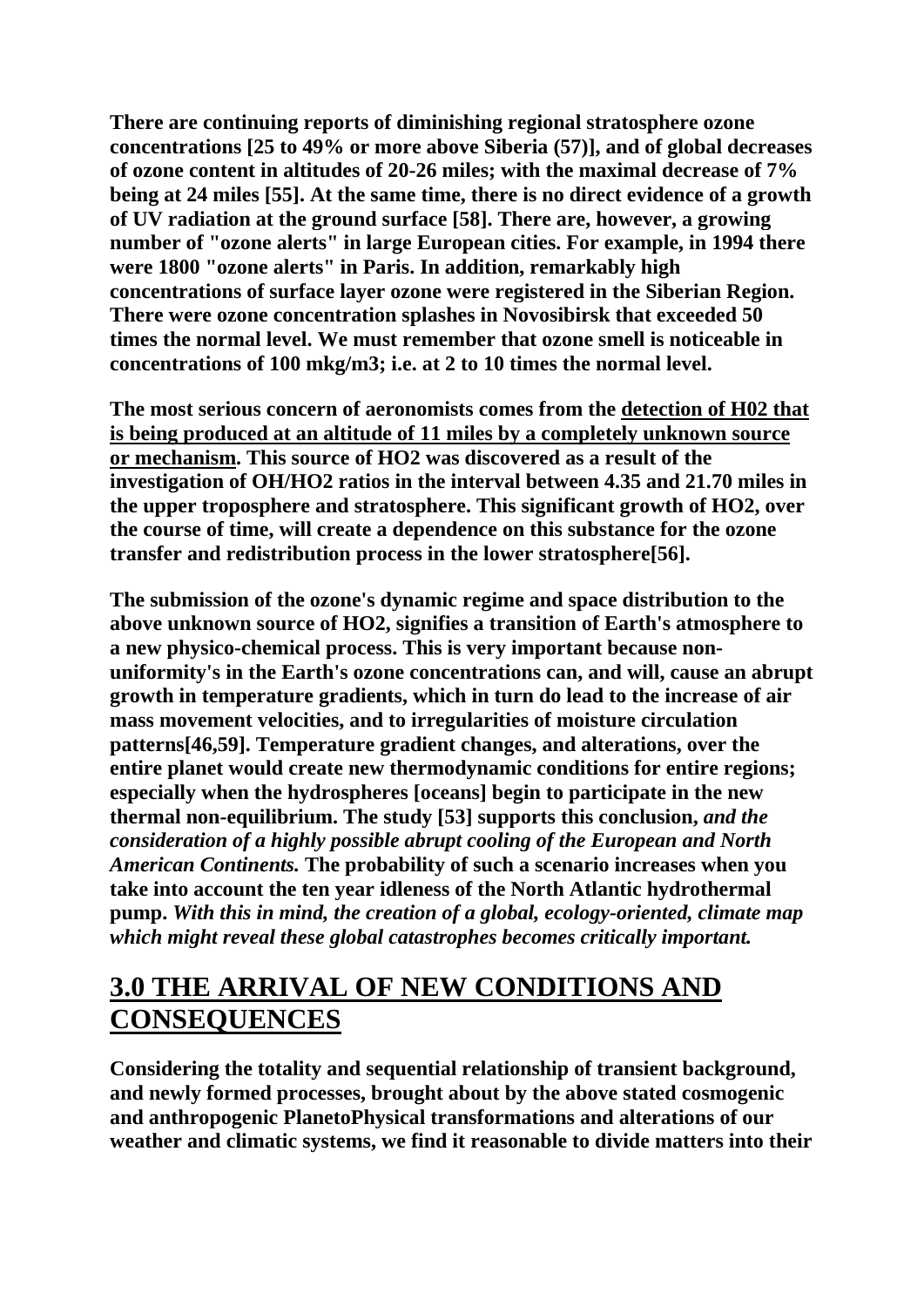**There are continuing reports of diminishing regional stratosphere ozone concentrations [25 to 49% or more above Siberia (57)], and of global decreases of ozone content in altitudes of 20-26 miles; with the maximal decrease of 7% being at 24 miles [55]. At the same time, there is no direct evidence of a growth of UV radiation at the ground surface [58]. There are, however, a growing number of "ozone alerts" in large European cities. For example, in 1994 there were 1800 "ozone alerts" in Paris. In addition, remarkably high concentrations of surface layer ozone were registered in the Siberian Region. There were ozone concentration splashes in Novosibirsk that exceeded 50 times the normal level. We must remember that ozone smell is noticeable in concentrations of 100 mkg/m3; i.e. at 2 to 10 times the normal level.**

**The most serious concern of aeronomists comes from the <u>detection of H02 that is being produced at an altitude of 11 miles by a completely unknown source or mechanism</u>. This source of HO2 was discovered as a result of the investigation of OH/HO2 ratios in the interval between 4.35 and 21.70 miles in the upper troposphere and stratosphere. This significant growth of HO2, over the course of time, will create a dependence on this substance for the ozone transfer and redistribution process in the lower stratosphere[56].**

**The submission of the ozone's dynamic regime and space distribution to the above unknown source of HO2, signifies a transition of Earth's atmosphere to a new physico-chemical process. This is very important because non-uniformity's in the Earth's ozone concentrations can, and will, cause an abrupt growth in temperature gradients, which in turn do lead to the increase of air mass movement velocities, and to irregularities of moisture circulation patterns[46,59]. Temperature gradient changes, and alterations, over the entire planet would create new thermodynamic conditions for entire regions; especially when the hydrospheres [oceans] begin to participate in the new thermal non-equilibrium. The study [53] supports this conclusion, *and the consideration of a highly possible abrupt cooling of the European and North American Continents.* The probability of such a scenario increases when you take into account the ten year idleness of the North Atlantic hydrothermal pump. *With this in mind, the creation of a global, ecology-oriented, climate map which might reveal these global catastrophes becomes critically important.***

## 3.0 THE ARRIVAL OF NEW CONDITIONS AND CONSEQUENCES

**Considering the totality and sequential relationship of transient background, and newly formed processes, brought about by the above stated cosmogenic and anthropogenic PlanetoPhysical transformations and alterations of our weather and climatic systems, we find it reasonable to divide matters into their**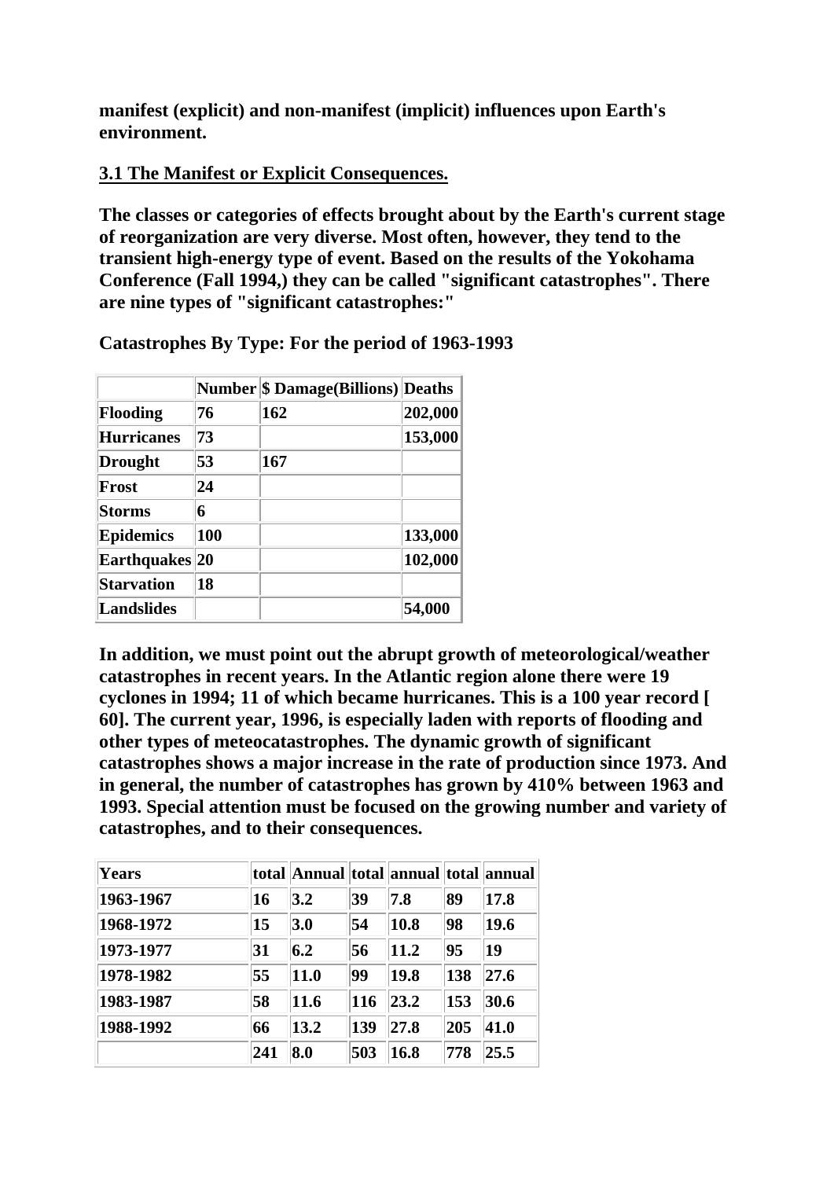**manifest (explicit) and non-manifest (implicit) influences upon Earth's environment.**

### 3.1 The Manifest or Explicit Consequences.

**The classes or categories of effects brought about by the Earth's current stage of reorganization are very diverse. Most often, however, they tend to the transient high-energy type of event. Based on the results of the Yokohama Conference (Fall 1994,) they can be called "significant catastrophes". There are nine types of "significant catastrophes:"**

**Catastrophes By Type: For the period of 1963-1993**

| | Number | $ Damage(Billions) | Deaths |
|---|---|---|---|
| Flooding | 76 | 162 | 202,000 |
| Hurricanes | 73 | | 153,000 |
| Drought | 53 | 167 | |
| Frost | 24 | | |
| Storms | 6 | | |
| Epidemics | 100 | | 133,000 |
| Earthquakes | 20 | | 102,000 |
| Starvation | 18 | | |
| Landslides | | | 54,000 |

**In addition, we must point out the abrupt growth of meteorological/weather catastrophes in recent years. In the Atlantic region alone there were 19 cyclones in 1994; 11 of which became hurricanes. This is a 100 year record [ 60]. The current year, 1996, is especially laden with reports of flooding and other types of meteocatastrophes. The dynamic growth of significant catastrophes shows a major increase in the rate of production since 1973. And in general, the number of catastrophes has grown by 410% between 1963 and 1993. Special attention must be focused on the growing number and variety of catastrophes, and to their consequences.**

| Years | total | Annual | total | annual | total | annual |
|---|---|---|---|---|---|---|
| 1963-1967 | 16 | 3.2 | 39 | 7.8 | 89 | 17.8 |
| 1968-1972 | 15 | 3.0 | 54 | 10.8 | 98 | 19.6 |
| 1973-1977 | 31 | 6.2 | 56 | 11.2 | 95 | 19 |
| 1978-1982 | 55 | 11.0 | 99 | 19.8 | 138 | 27.6 |
| 1983-1987 | 58 | 11.6 | 116 | 23.2 | 153 | 30.6 |
| 1988-1992 | 66 | 13.2 | 139 | 27.8 | 205 | 41.0 |
| | 241 | 8.0 | 503 | 16.8 | 778 | 25.5 |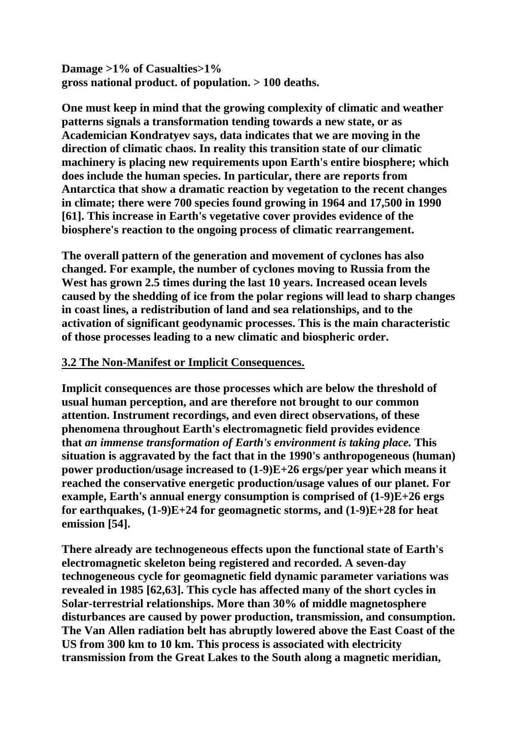**Damage >1% of Casualties>1%**
**gross national product. of population. > 100 deaths.**

**One must keep in mind that the growing complexity of climatic and weather patterns signals a transformation tending towards a new state, or as Academician Kondratyev says, data indicates that we are moving in the direction of climatic chaos. In reality this transition state of our climatic machinery is placing new requirements upon Earth's entire biosphere; which does include the human species. In particular, there are reports from Antarctica that show a dramatic reaction by vegetation to the recent changes in climate; there were 700 species found growing in 1964 and 17,500 in 1990 [61]. This increase in Earth's vegetative cover provides evidence of the biosphere's reaction to the ongoing process of climatic rearrangement.**

**The overall pattern of the generation and movement of cyclones has also changed. For example, the number of cyclones moving to Russia from the West has grown 2.5 times during the last 10 years. Increased ocean levels caused by the shedding of ice from the polar regions will lead to sharp changes in coast lines, a redistribution of land and sea relationships, and to the activation of significant geodynamic processes. This is the main characteristic of those processes leading to a new climatic and biospheric order.**

## 3.2 The Non-Manifest or Implicit Consequences.

**Implicit consequences are those processes which are below the threshold of usual human perception, and are therefore not brought to our common attention. Instrument recordings, and even direct observations, of these phenomena throughout Earth's electromagnetic field provides evidence that *an immense transformation of Earth's environment is taking place.* This situation is aggravated by the fact that in the 1990's anthropogeneous (human) power production/usage increased to (1-9)E+26 ergs/per year which means it reached the conservative energetic production/usage values of our planet. For example, Earth's annual energy consumption is comprised of (1-9)E+26 ergs for earthquakes, (1-9)E+24 for geomagnetic storms, and (1-9)E+28 for heat emission [54].**

**There already are technogeneous effects upon the functional state of Earth's electromagnetic skeleton being registered and recorded. A seven-day technogeneous cycle for geomagnetic field dynamic parameter variations was revealed in 1985 [62,63]. This cycle has affected many of the short cycles in Solar-terrestrial relationships. More than 30% of middle magnetosphere disturbances are caused by power production, transmission, and consumption. The Van Allen radiation belt has abruptly lowered above the East Coast of the US from 300 km to 10 km. This process is associated with electricity transmission from the Great Lakes to the South along a magnetic meridian,**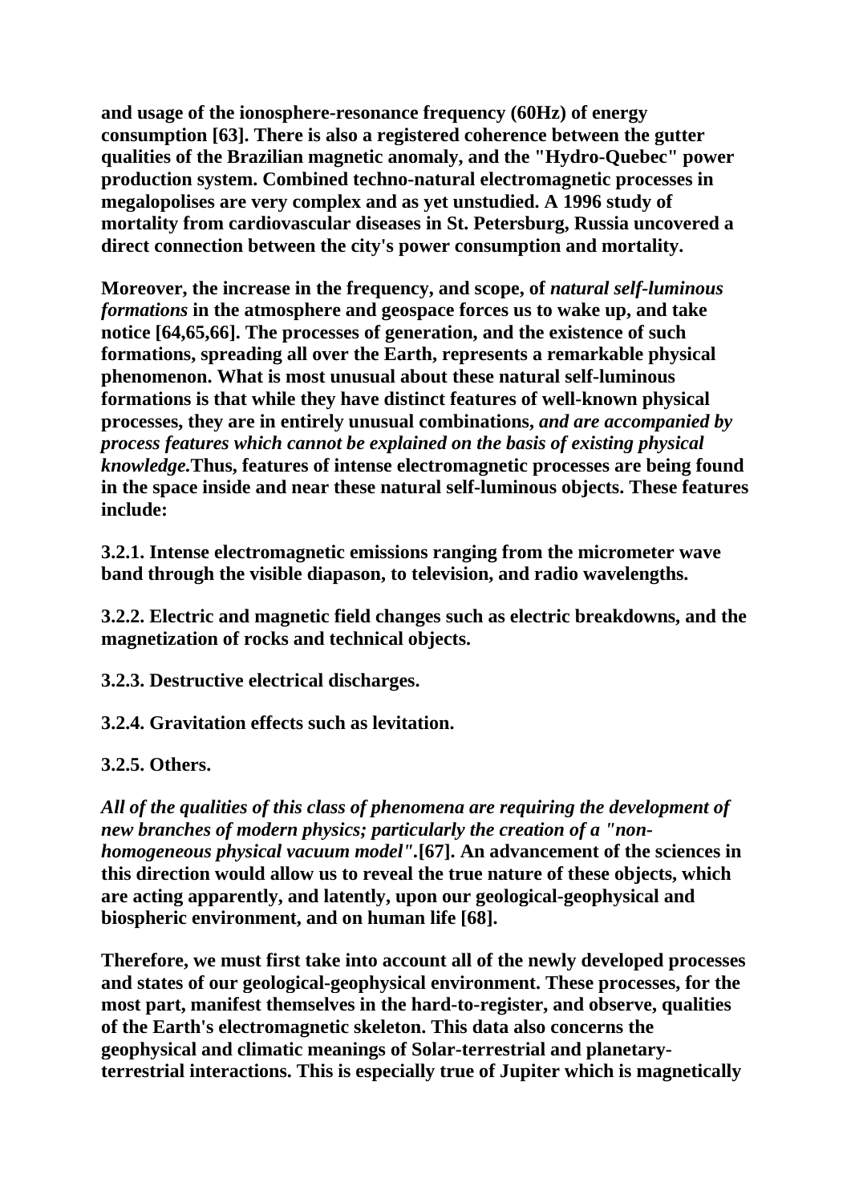**and usage of the ionosphere-resonance frequency (60Hz) of energy consumption [63]. There is also a registered coherence between the gutter qualities of the Brazilian magnetic anomaly, and the "Hydro-Quebec" power production system. Combined techno-natural electromagnetic processes in megalopolises are very complex and as yet unstudied. A 1996 study of mortality from cardiovascular diseases in St. Petersburg, Russia uncovered a direct connection between the city's power consumption and mortality.**

**Moreover, the increase in the frequency, and scope, of *natural self-luminous formations* in the atmosphere and geospace forces us to wake up, and take notice [64,65,66]. The processes of generation, and the existence of such formations, spreading all over the Earth, represents a remarkable physical phenomenon. What is most unusual about these natural self-luminous formations is that while they have distinct features of well-known physical processes, they are in entirely unusual combinations, *and are accompanied by process features which cannot be explained on the basis of existing physical knowledge.*Thus, features of intense electromagnetic processes are being found in the space inside and near these natural self-luminous objects. These features include:**

**3.2.1. Intense electromagnetic emissions ranging from the micrometer wave band through the visible diapason, to television, and radio wavelengths.**

**3.2.2. Electric and magnetic field changes such as electric breakdowns, and the magnetization of rocks and technical objects.**

**3.2.3. Destructive electrical discharges.**

**3.2.4. Gravitation effects such as levitation.**

**3.2.5. Others.**

***All of the qualities of this class of phenomena are requiring the development of new branches of modern physics; particularly the creation of a "non-homogeneous physical vacuum model"*.[67]. An advancement of the sciences in this direction would allow us to reveal the true nature of these objects, which are acting apparently, and latently, upon our geological-geophysical and biospheric environment, and on human life [68].**

**Therefore, we must first take into account all of the newly developed processes and states of our geological-geophysical environment. These processes, for the most part, manifest themselves in the hard-to-register, and observe, qualities of the Earth's electromagnetic skeleton. This data also concerns the geophysical and climatic meanings of Solar-terrestrial and planetary-terrestrial interactions. This is especially true of Jupiter which is magnetically**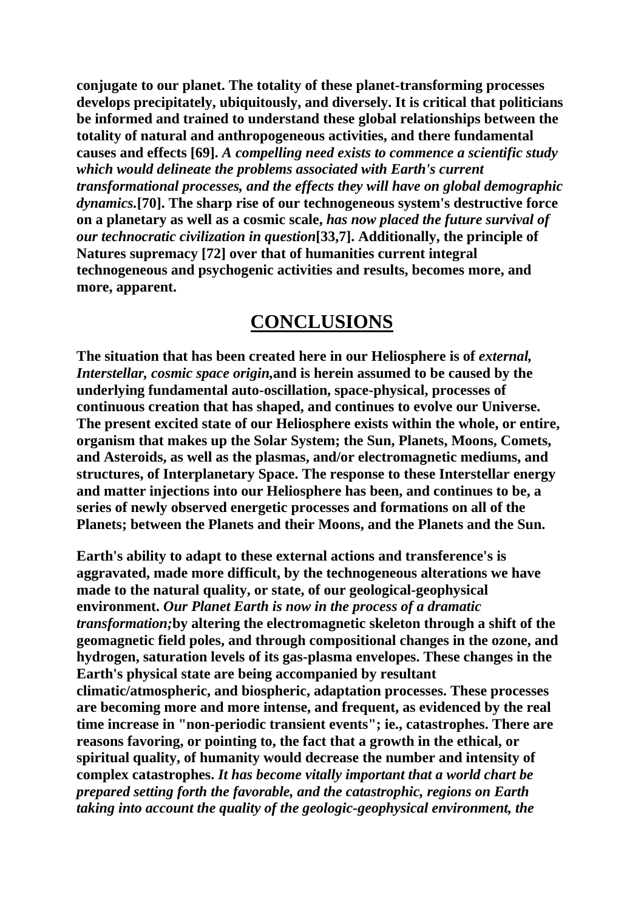**conjugate to our planet. The totality of these planet-transforming processes develops precipitately, ubiquitously, and diversely. It is critical that politicians be informed and trained to understand these global relationships between the totality of natural and anthropogeneous activities, and there fundamental causes and effects [69].** ***A compelling need exists to commence a scientific study which would delineate the problems associated with Earth's current transformational processes, and the effects they will have on global demographic dynamics.*** **[70]. The sharp rise of our technogeneous system's destructive force on a planetary as well as a cosmic scale,** ***has now placed the future survival of our technocratic civilization in question*** **[33,7]. Additionally, the principle of Natures supremacy [72] over that of humanities current integral technogeneous and psychogenic activities and results, becomes more, and more, apparent.**

## CONCLUSIONS

**The situation that has been created here in our Heliosphere is of** ***external, Interstellar, cosmic space origin,*** **and is herein assumed to be caused by the underlying fundamental auto-oscillation, space-physical, processes of continuous creation that has shaped, and continues to evolve our Universe. The present excited state of our Heliosphere exists within the whole, or entire, organism that makes up the Solar System; the Sun, Planets, Moons, Comets, and Asteroids, as well as the plasmas, and/or electromagnetic mediums, and structures, of Interplanetary Space. The response to these Interstellar energy and matter injections into our Heliosphere has been, and continues to be, a series of newly observed energetic processes and formations on all of the Planets; between the Planets and their Moons, and the Planets and the Sun.**

**Earth's ability to adapt to these external actions and transference's is aggravated, made more difficult, by the technogeneous alterations we have made to the natural quality, or state, of our geological-geophysical environment.** ***Our Planet Earth is now in the process of a dramatic transformation;*** **by altering the electromagnetic skeleton through a shift of the geomagnetic field poles, and through compositional changes in the ozone, and hydrogen, saturation levels of its gas-plasma envelopes. These changes in the Earth's physical state are being accompanied by resultant climatic/atmospheric, and biospheric, adaptation processes. These processes are becoming more and more intense, and frequent, as evidenced by the real time increase in "non-periodic transient events"; ie., catastrophes. There are reasons favoring, or pointing to, the fact that a growth in the ethical, or spiritual quality, of humanity would decrease the number and intensity of complex catastrophes.** ***It has become vitally important that a world chart be prepared setting forth the favorable, and the catastrophic, regions on Earth taking into account the quality of the geologic-geophysical environment, the***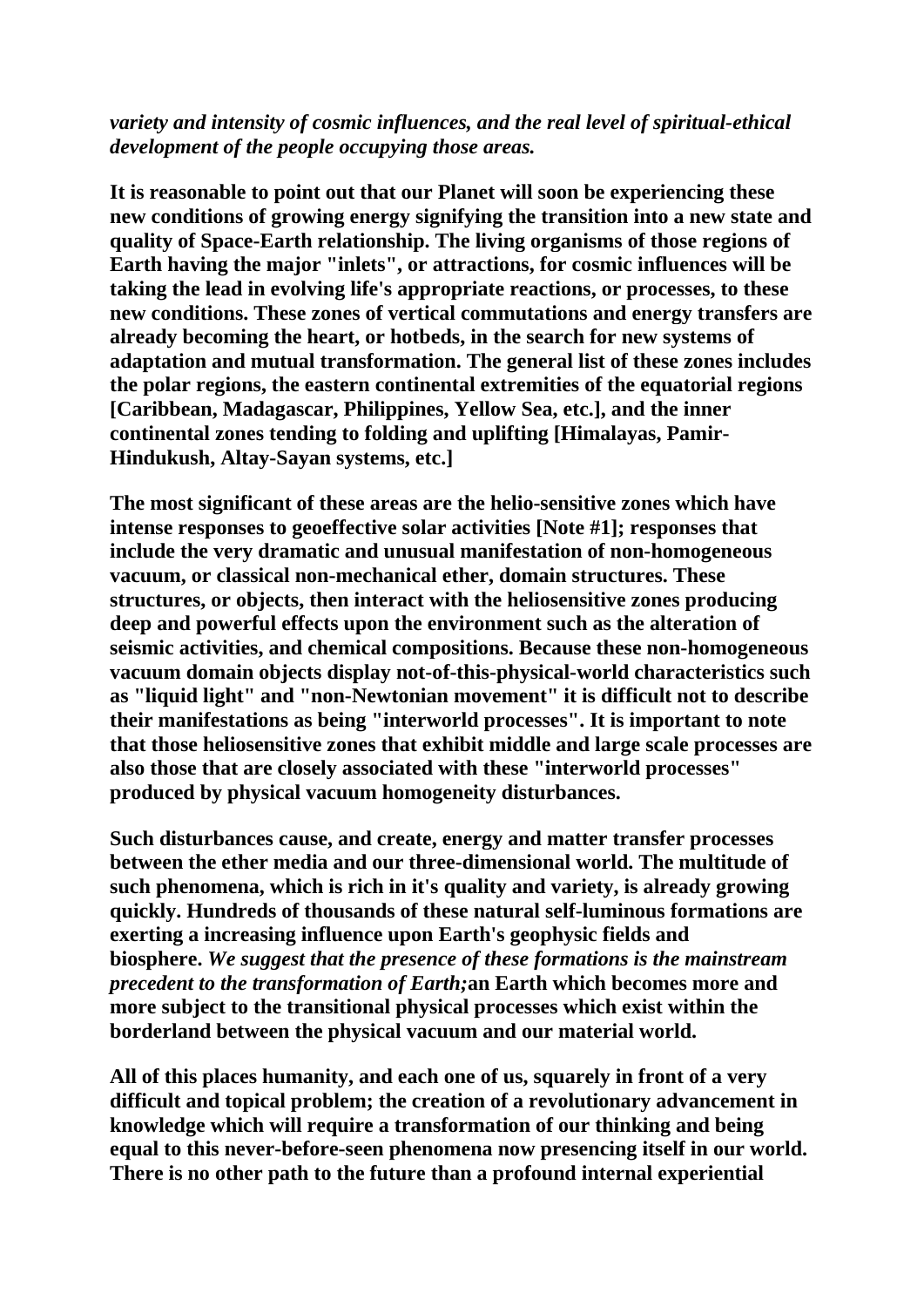***variety and intensity of cosmic influences, and the real level of spiritual-ethical development of the people occupying those areas.***

**It is reasonable to point out that our Planet will soon be experiencing these new conditions of growing energy signifying the transition into a new state and quality of Space-Earth relationship. The living organisms of those regions of Earth having the major "inlets", or attractions, for cosmic influences will be taking the lead in evolving life's appropriate reactions, or processes, to these new conditions. These zones of vertical commutations and energy transfers are already becoming the heart, or hotbeds, in the search for new systems of adaptation and mutual transformation. The general list of these zones includes the polar regions, the eastern continental extremities of the equatorial regions [Caribbean, Madagascar, Philippines, Yellow Sea, etc.], and the inner continental zones tending to folding and uplifting [Himalayas, Pamir-Hindukush, Altay-Sayan systems, etc.]**

**The most significant of these areas are the helio-sensitive zones which have intense responses to geoeffective solar activities [Note #1]; responses that include the very dramatic and unusual manifestation of non-homogeneous vacuum, or classical non-mechanical ether, domain structures. These structures, or objects, then interact with the heliosensitive zones producing deep and powerful effects upon the environment such as the alteration of seismic activities, and chemical compositions. Because these non-homogeneous vacuum domain objects display not-of-this-physical-world characteristics such as "liquid light" and "non-Newtonian movement" it is difficult not to describe their manifestations as being "interworld processes". It is important to note that those heliosensitive zones that exhibit middle and large scale processes are also those that are closely associated with these "interworld processes" produced by physical vacuum homogeneity disturbances.**

**Such disturbances cause, and create, energy and matter transfer processes between the ether media and our three-dimensional world. The multitude of such phenomena, which is rich in it's quality and variety, is already growing quickly. Hundreds of thousands of these natural self-luminous formations are exerting a increasing influence upon Earth's geophysic fields and biosphere.** ***We suggest that the presence of these formations is the mainstream precedent to the transformation of Earth;*****an Earth which becomes more and more subject to the transitional physical processes which exist within the borderland between the physical vacuum and our material world.**

**All of this places humanity, and each one of us, squarely in front of a very difficult and topical problem; the creation of a revolutionary advancement in knowledge which will require a transformation of our thinking and being equal to this never-before-seen phenomena now presencing itself in our world. There is no other path to the future than a profound internal experiential**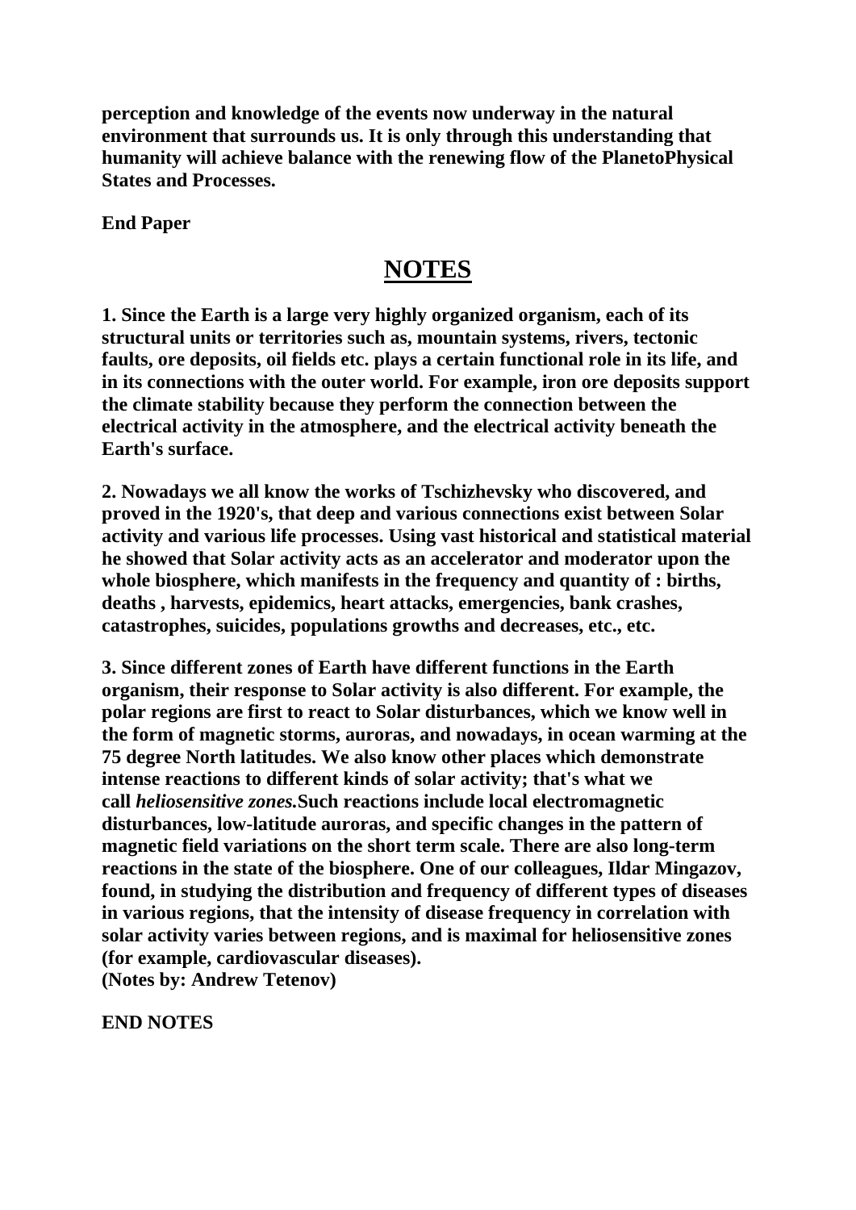**perception and knowledge of the events now underway in the natural environment that surrounds us. It is only through this understanding that humanity will achieve balance with the renewing flow of the PlanetoPhysical States and Processes.**

**End Paper**

# NOTES

**1. Since the Earth is a large very highly organized organism, each of its structural units or territories such as, mountain systems, rivers, tectonic faults, ore deposits, oil fields etc. plays a certain functional role in its life, and in its connections with the outer world. For example, iron ore deposits support the climate stability because they perform the connection between the electrical activity in the atmosphere, and the electrical activity beneath the Earth's surface.**

**2. Nowadays we all know the works of Tschizhevsky who discovered, and proved in the 1920's, that deep and various connections exist between Solar activity and various life processes. Using vast historical and statistical material he showed that Solar activity acts as an accelerator and moderator upon the whole biosphere, which manifests in the frequency and quantity of : births, deaths , harvests, epidemics, heart attacks, emergencies, bank crashes, catastrophes, suicides, populations growths and decreases, etc., etc.**

**3. Since different zones of Earth have different functions in the Earth organism, their response to Solar activity is also different. For example, the polar regions are first to react to Solar disturbances, which we know well in the form of magnetic storms, auroras, and nowadays, in ocean warming at the 75 degree North latitudes. We also know other places which demonstrate intense reactions to different kinds of solar activity; that's what we call *heliosensitive zones.*Such reactions include local electromagnetic disturbances, low-latitude auroras, and specific changes in the pattern of magnetic field variations on the short term scale. There are also long-term reactions in the state of the biosphere. One of our colleagues, Ildar Mingazov, found, in studying the distribution and frequency of different types of diseases in various regions, that the intensity of disease frequency in correlation with solar activity varies between regions, and is maximal for heliosensitive zones (for example, cardiovascular diseases).**
**(Notes by: Andrew Tetenov)**

**END NOTES**